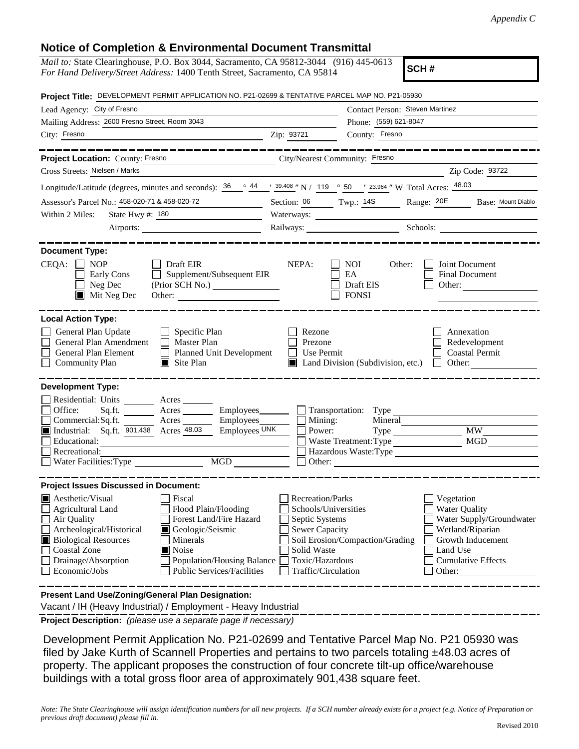*Appendix C*

## Notice of Completion & Environmental Document Transmittal

*Mail to:* State Clearinghouse, P.O. Box 3044, Sacramento, CA 95812-3044 (916) 445-0613
*For Hand Delivery/Street Address:* 1400 Tenth Street, Sacramento, CA 95814

**SCH #**

**Project Title:** DEVELOPMENT PERMIT APPLICATION NO. P21-02699 & TENTATIVE PARCEL MAP NO. P21-05930

Lead Agency: City of Fresno
Contact Person: Steven Martinez
Mailing Address: 2600 Fresno Street, Room 3043
Phone: (559) 621-8047
City: Fresno
Zip: 93721
County: Fresno

---

**Project Location:** County: Fresno
City/Nearest Community: Fresno
Cross Streets: Nielsen / Marks
Zip Code: 93722
Longitude/Latitude (degrees, minutes and seconds): 36 ° 44 ′ 39.408 ″ N / 119 ° 50 ′ 23.964 ″ W Total Acres: 48.03
Assessor's Parcel No.: 458-020-71 & 458-020-72
Section: 06 Twp.: 14S Range: 20E Base: Mount Diablo
Within 2 Miles: State Hwy #: 180
Waterways:
Airports:
Railways:
Schools:

---

**Document Type:**

CEQA:
- [ ] NOP
- [ ] Early Cons
- [ ] Neg Dec
- [x] Mit Neg Dec
- [ ] Draft EIR
- [ ] Supplement/Subsequent EIR (Prior SCH No.)
- Other:

NEPA:
- [ ] NOI
- [ ] EA
- [ ] Draft EIS
- [ ] FONSI

Other:
- [ ] Joint Document
- [ ] Final Document
- [ ] Other:

---

**Local Action Type:**

- [ ] General Plan Update
- [ ] General Plan Amendment
- [ ] General Plan Element
- [ ] Community Plan
- [ ] Specific Plan
- [ ] Master Plan
- [ ] Planned Unit Development
- [x] Site Plan
- [ ] Rezone
- [ ] Prezone
- [ ] Use Permit
- [x] Land Division (Subdivision, etc.)
- [ ] Annexation
- [ ] Redevelopment
- [ ] Coastal Permit
- [ ] Other:

---

**Development Type:**

- [ ] Residential: Units ___ Acres ___
- [ ] Office: Sq.ft. ___ Acres ___ Employees ___
- [ ] Commercial: Sq.ft. ___ Acres ___ Employees ___
- [x] Industrial: Sq.ft. 901,438 Acres 48.03 Employees UNK
- [ ] Educational:
- [ ] Recreational:
- [ ] Water Facilities: Type ___ MGD ___
- [ ] Transportation: Type
- [ ] Mining: Mineral
- [ ] Power: Type ___ MW
- [ ] Waste Treatment: Type ___ MGD
- [ ] Hazardous Waste: Type
- [ ] Other:

---

**Project Issues Discussed in Document:**

- [x] Aesthetic/Visual
- [ ] Agricultural Land
- [ ] Air Quality
- [ ] Archeological/Historical
- [x] Biological Resources
- [ ] Coastal Zone
- [ ] Drainage/Absorption
- [ ] Economic/Jobs
- [ ] Fiscal
- [ ] Flood Plain/Flooding
- [ ] Forest Land/Fire Hazard
- [x] Geologic/Seismic
- [ ] Minerals
- [x] Noise
- [ ] Population/Housing Balance
- [ ] Public Services/Facilities
- [ ] Recreation/Parks
- [ ] Schools/Universities
- [ ] Septic Systems
- [ ] Sewer Capacity
- [ ] Soil Erosion/Compaction/Grading
- [ ] Solid Waste
- [ ] Toxic/Hazardous
- [ ] Traffic/Circulation
- [ ] Vegetation
- [ ] Water Quality
- [ ] Water Supply/Groundwater
- [ ] Wetland/Riparian
- [ ] Growth Inducement
- [ ] Land Use
- [ ] Cumulative Effects
- [ ] Other:

---

**Present Land Use/Zoning/General Plan Designation:**

Vacant / IH (Heavy Industrial) / Employment - Heavy Industrial

**Project Description:** *(please use a separate page if necessary)*

Development Permit Application No. P21-02699 and Tentative Parcel Map No. P21 05930 was filed by Jake Kurth of Scannell Properties and pertains to two parcels totaling ±48.03 acres of property. The applicant proposes the construction of four concrete tilt-up office/warehouse buildings with a total gross floor area of approximately 901,438 square feet.

*Note: The State Clearinghouse will assign identification numbers for all new projects. If a SCH number already exists for a project (e.g. Notice of Preparation or previous draft document) please fill in.*

Revised 2010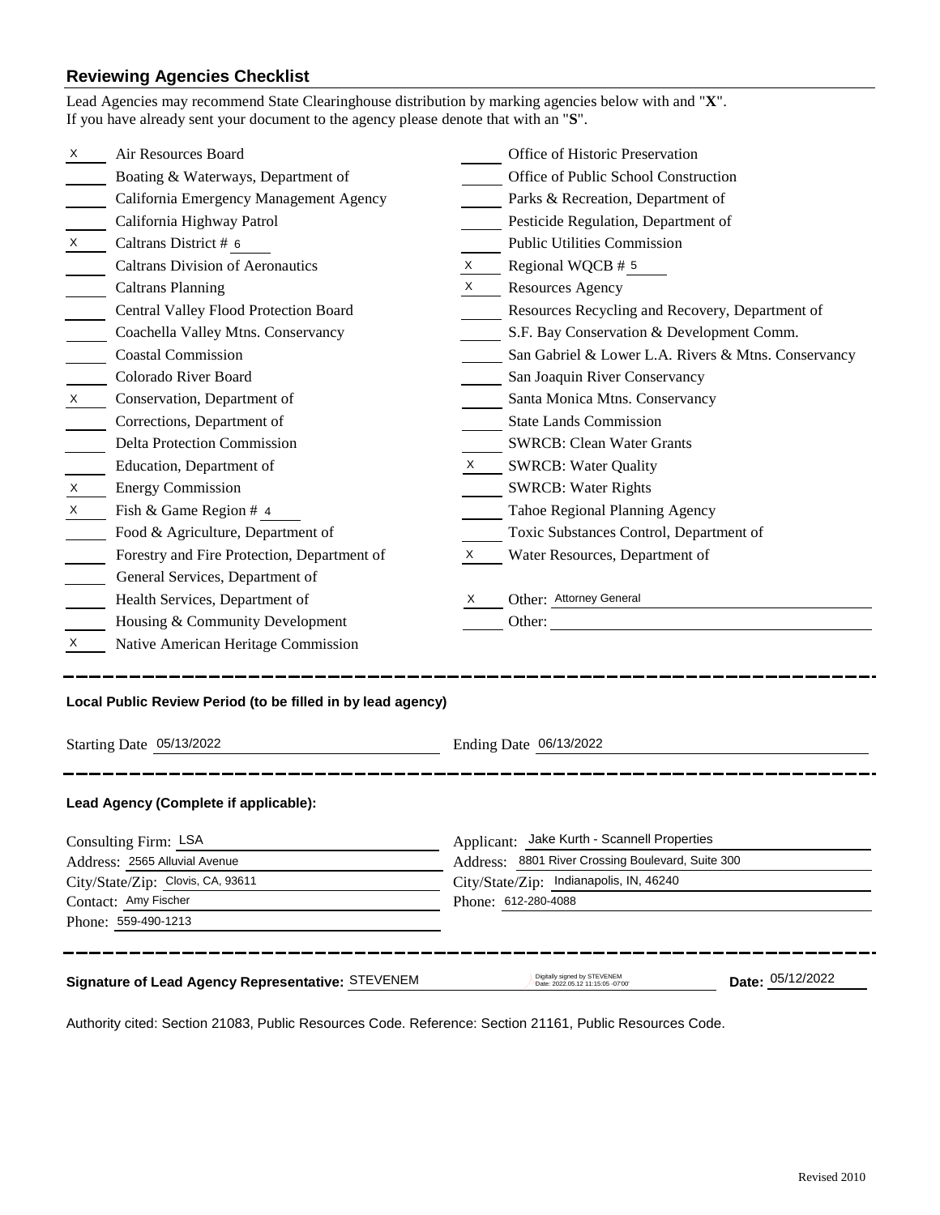## Reviewing Agencies Checklist

Lead Agencies may recommend State Clearinghouse distribution by marking agencies below with and "**X**".
If you have already sent your document to the agency please denote that with an "**S**".

| | | | |
|---|---|---|---|
| X | Air Resources Board | | Office of Historic Preservation |
| | Boating & Waterways, Department of | | Office of Public School Construction |
| | California Emergency Management Agency | | Parks & Recreation, Department of |
| | California Highway Patrol | | Pesticide Regulation, Department of |
| X | Caltrans District # 6 | | Public Utilities Commission |
| | Caltrans Division of Aeronautics | X | Regional WQCB # 5 |
| | Caltrans Planning | X | Resources Agency |
| | Central Valley Flood Protection Board | | Resources Recycling and Recovery, Department of |
| | Coachella Valley Mtns. Conservancy | | S.F. Bay Conservation & Development Comm. |
| | Coastal Commission | | San Gabriel & Lower L.A. Rivers & Mtns. Conservancy |
| | Colorado River Board | | San Joaquin River Conservancy |
| X | Conservation, Department of | | Santa Monica Mtns. Conservancy |
| | Corrections, Department of | | State Lands Commission |
| | Delta Protection Commission | | SWRCB: Clean Water Grants |
| | Education, Department of | X | SWRCB: Water Quality |
| X | Energy Commission | | SWRCB: Water Rights |
| X | Fish & Game Region # 4 | | Tahoe Regional Planning Agency |
| | Food & Agriculture, Department of | | Toxic Substances Control, Department of |
| | Forestry and Fire Protection, Department of | X | Water Resources, Department of |
| | General Services, Department of | | |
| | Health Services, Department of | X | Other: Attorney General |
| | Housing & Community Development | | Other: |
| X | Native American Heritage Commission | | |

---

**Local Public Review Period (to be filled in by lead agency)**

Starting Date 05/13/2022 Ending Date 06/13/2022

---

**Lead Agency (Complete if applicable):**

Consulting Firm: LSA
Address: 2565 Alluvial Avenue
City/State/Zip: Clovis, CA, 93611
Contact: Amy Fischer
Phone: 559-490-1213

Applicant: Jake Kurth - Scannell Properties
Address: 8801 River Crossing Boulevard, Suite 300
City/State/Zip: Indianapolis, IN, 46240
Phone: 612-280-4088

---

**Signature of Lead Agency Representative:** STEVENEM Digitally signed by STEVENEM Date: 2022.05.12 11:15:05 -07'00' **Date:** 05/12/2022

Authority cited: Section 21083, Public Resources Code. Reference: Section 21161, Public Resources Code.

Revised 2010